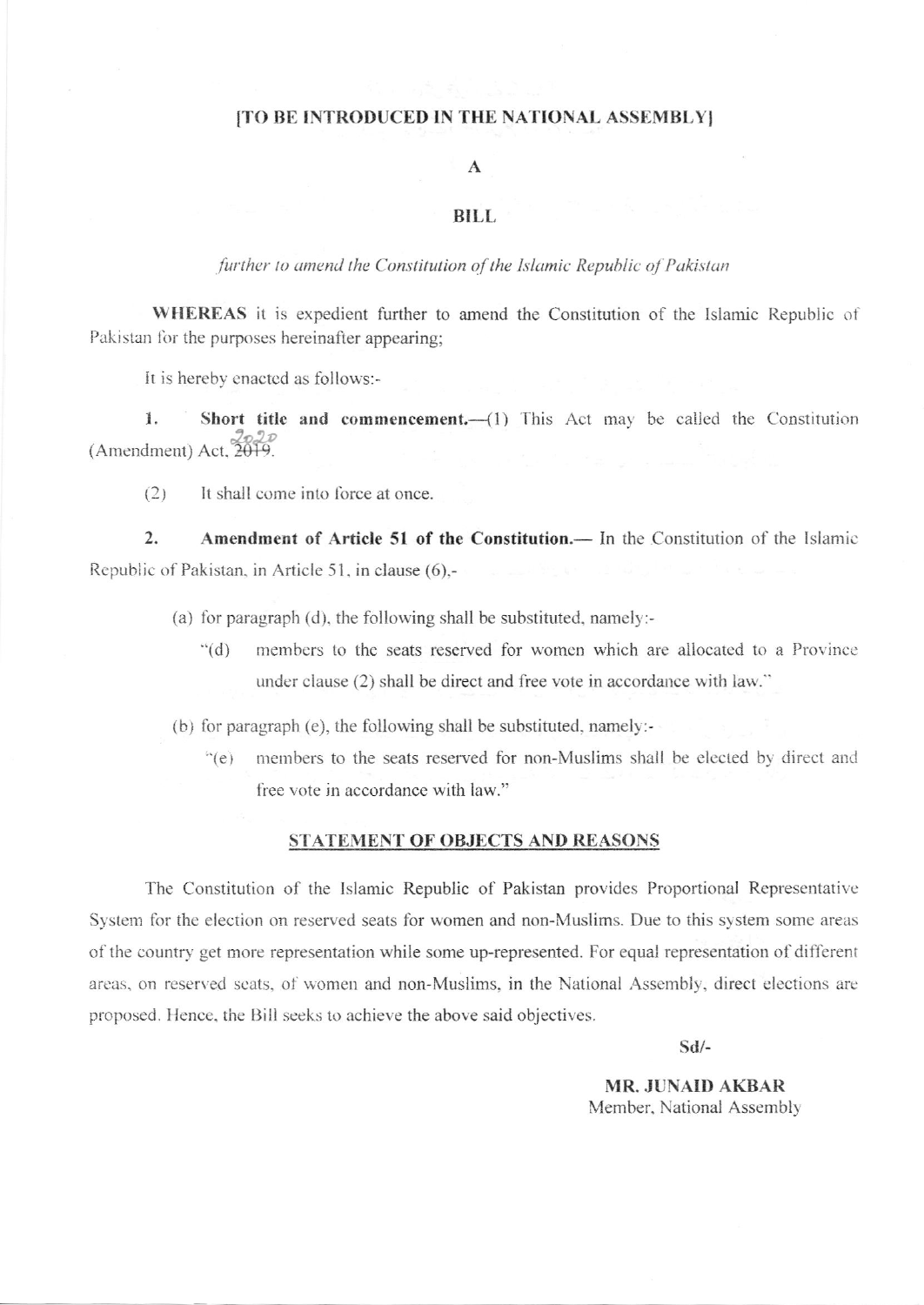**[TO BE INTRODUCED IN THE NATIONAL ASSEMBLY]**

**A**

**BILL**

*further to amend the Constitution of the Islamic Republic of Pakistan*

**WHEREAS** it is expedient further to amend the Constitution of the Islamic Republic of Pakistan for the purposes hereinafter appearing;

It is hereby enacted as follows:-

1. **Short title and commencement.**—(1) This Act may be called the Constitution (Amendment) Act, ~~2019~~ 2020.

   (2) It shall come into force at once.

2. **Amendment of Article 51 of the Constitution.**— In the Constitution of the Islamic Republic of Pakistan, in Article 51, in clause (6),-

   (a) for paragraph (d), the following shall be substituted, namely:-

   "(d) members to the seats reserved for women which are allocated to a Province under clause (2) shall be direct and free vote in accordance with law."

   (b) for paragraph (e), the following shall be substituted, namely:-

   "(e) members to the seats reserved for non-Muslims shall be elected by direct and free vote in accordance with law."

## STATEMENT OF OBJECTS AND REASONS

The Constitution of the Islamic Republic of Pakistan provides Proportional Representative System for the election on reserved seats for women and non-Muslims. Due to this system some areas of the country get more representation while some up-represented. For equal representation of different areas, on reserved seats, of women and non-Muslims, in the National Assembly, direct elections are proposed. Hence, the Bill seeks to achieve the above said objectives.

Sd/-

**MR. JUNAID AKBAR**
Member, National Assembly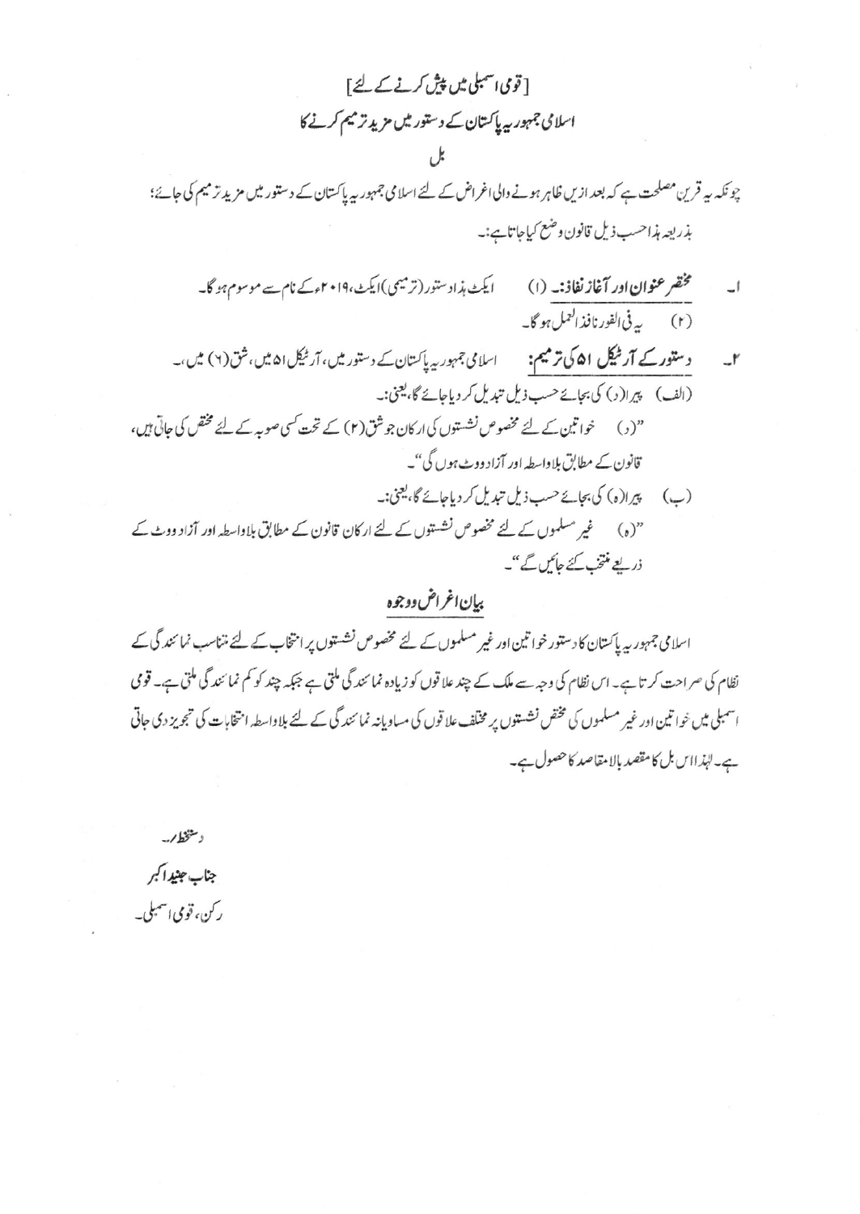[قومی اسمبلی میں پیش کرنے کے لئے]

اسلامی جمہوریہ پاکستان کے دستور میں مزید ترمیم کرنے کا

بل

چونکہ یہ قرین مصلحت ہے کہ بعد ازیں ظاہر ہونے والی اغراض کے لئے اسلامی جمہوریہ پاکستان کے دستور میں مزید ترمیم کی جائے؛

بذریعہ ہذا حسب ذیل قانون وضع کیا جاتا ہے:-

۱۔ **مختصر عنوان اور آغاز نفاذ:-** (۱) ایکٹ ہذا دستور (ترمیمی) ایکٹ، ۲۰۱۹ء کے نام سے موسوم ہوگا۔

(۲) یہ فی الفور نافذ العمل ہوگا۔

۲۔ **دستور کے آرٹیکل ۵۱ کی ترمیم:** اسلامی جمہوریہ پاکستان کے دستور میں، آرٹیکل ۵۱ میں، شق (۶) میں،-

(الف) پیرا (د) کی بجائے حسب ذیل تبدیل کر دیا جائے گا، یعنی:-

"(د) خواتین کے لئے مخصوص نشستوں کی ارکان جو شق (۲) کے تحت کسی صوبہ کے لئے مختص کی جاتی ہیں، قانون کے مطابق بلاواسطہ اور آزاد ووٹ ہوں گی"۔

(ب) پیرا (ہ) کی بجائے حسب ذیل تبدیل کر دیا جائے گا، یعنی:-

"(ہ) غیر مسلموں کے لئے مخصوص نشستوں کے لئے ارکان قانون کے مطابق بلاواسطہ اور آزاد ووٹ کے ذریعے منتخب کئے جائیں گے"۔

## بیان اغراض و وجوہ

اسلامی جمہوریہ پاکستان کا دستور خواتین اور غیر مسلموں کے لئے مخصوص نشستوں پر انتخاب کے لئے متناسب نمائندگی کے نظام کی صراحت کرتا ہے۔ اس نظام کی وجہ سے ملک کے چند علاقوں کو زیادہ نمائندگی ملتی ہے جبکہ چند کو کم نمائندگی ملتی ہے۔ قومی اسمبلی میں خواتین اور غیر مسلموں کی مختص نشستوں پر مختلف علاقوں کی مساویانہ نمائندگی کے لئے بلاواسطہ انتخابات کی تجویز دی جاتی ہے۔ لہٰذا اس بل کا مقصد بالا مقاصد کا حصول ہے۔

دستخط/-

**جناب جنید اکبر**

رکن، قومی اسمبلی۔